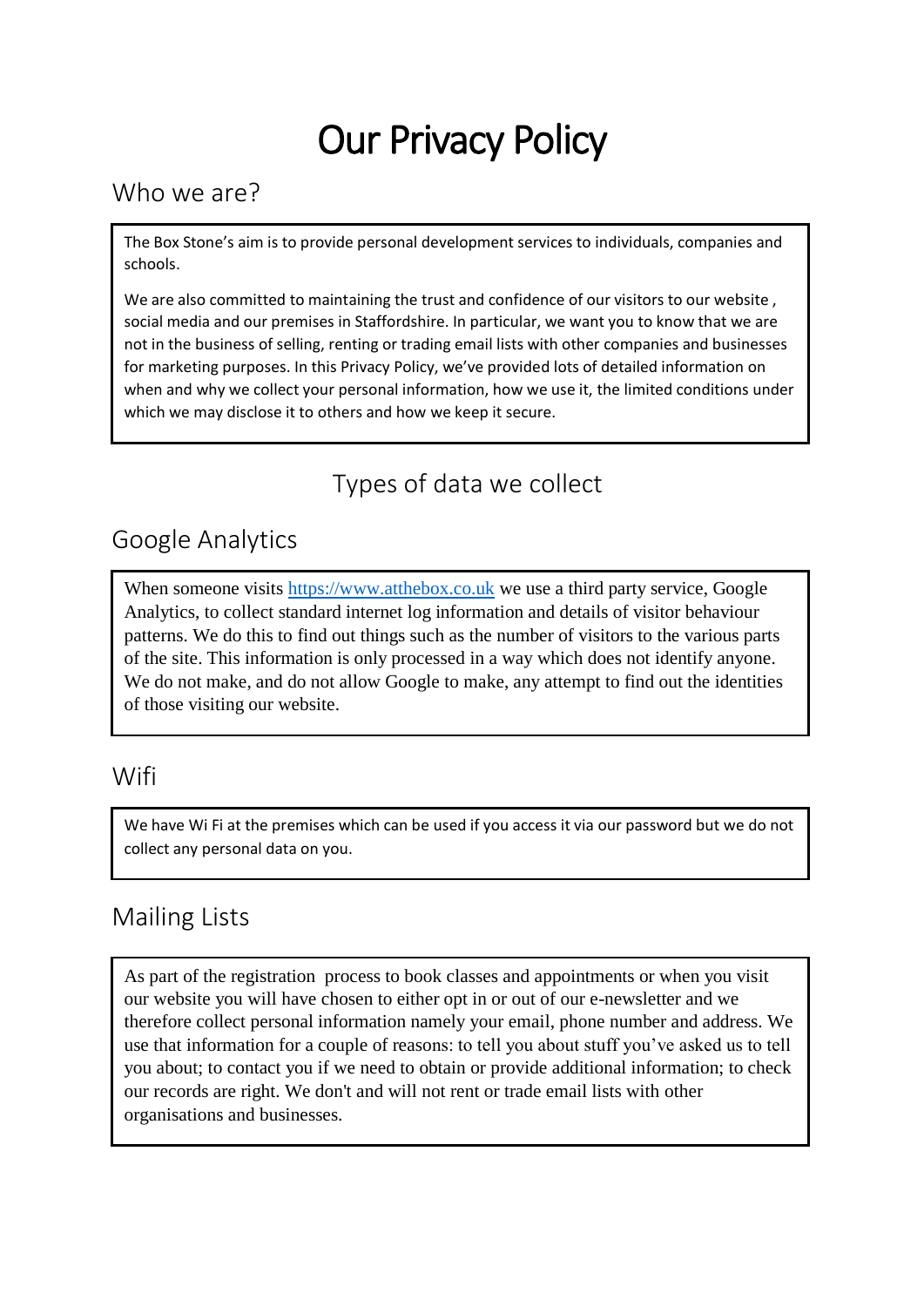# Our Privacy Policy

## Who we are?

The Box Stone's aim is to provide personal development services to individuals, companies and schools.

We are also committed to maintaining the trust and confidence of our visitors to our website , social media and our premises in Staffordshire. In particular, we want you to know that we are not in the business of selling, renting or trading email lists with other companies and businesses for marketing purposes. In this Privacy Policy, we've provided lots of detailed information on when and why we collect your personal information, how we use it, the limited conditions under which we may disclose it to others and how we keep it secure.

## Types of data we collect

## Google Analytics

When someone visits https://www.atthebox.co.uk we use a third party service, Google Analytics, to collect standard internet log information and details of visitor behaviour patterns. We do this to find out things such as the number of visitors to the various parts of the site. This information is only processed in a way which does not identify anyone. We do not make, and do not allow Google to make, any attempt to find out the identities of those visiting our website.

## Wifi

We have Wi Fi at the premises which can be used if you access it via our password but we do not collect any personal data on you.

## Mailing Lists

As part of the registration process to book classes and appointments or when you visit our website you will have chosen to either opt in or out of our e-newsletter and we therefore collect personal information namely your email, phone number and address. We use that information for a couple of reasons: to tell you about stuff you've asked us to tell you about; to contact you if we need to obtain or provide additional information; to check our records are right. We don't and will not rent or trade email lists with other organisations and businesses.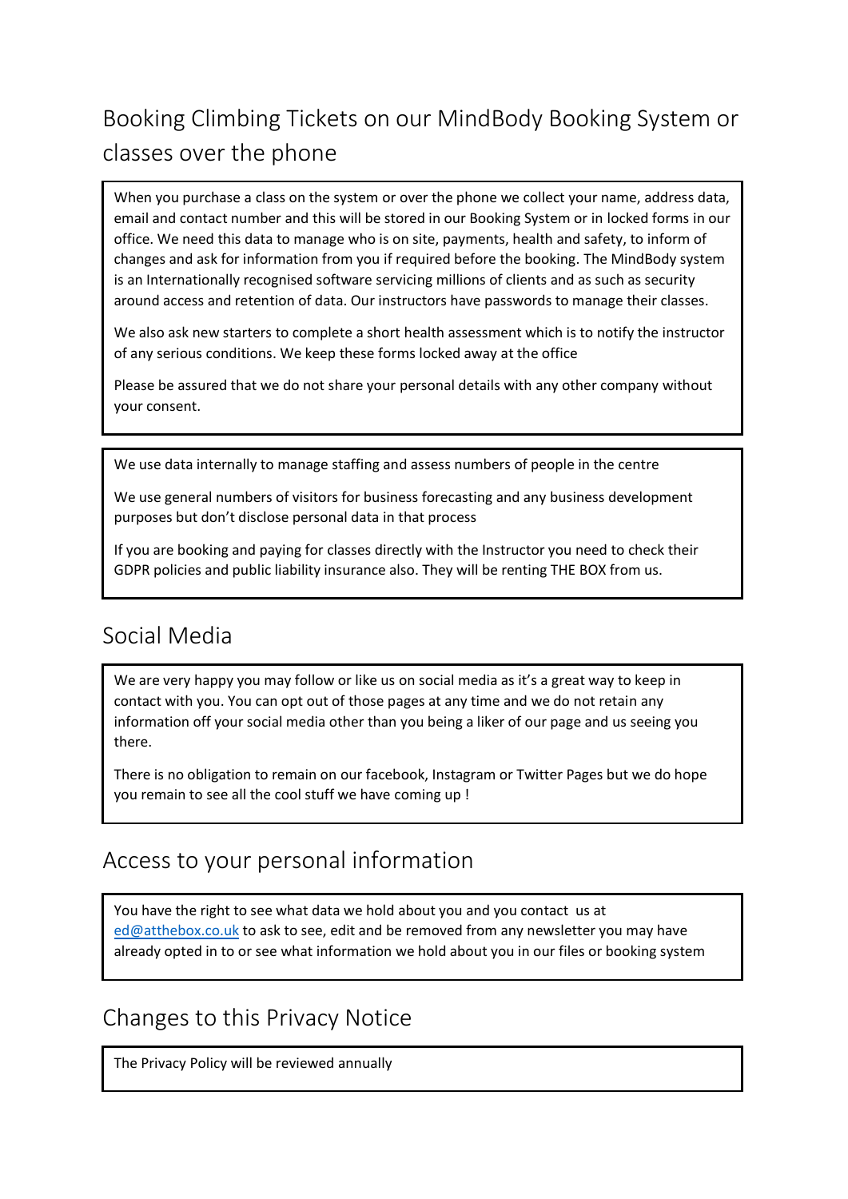## Booking Climbing Tickets on our MindBody Booking System or classes over the phone

When you purchase a class on the system or over the phone we collect your name, address data, email and contact number and this will be stored in our Booking System or in locked forms in our office. We need this data to manage who is on site, payments, health and safety, to inform of changes and ask for information from you if required before the booking. The MindBody system is an Internationally recognised software servicing millions of clients and as such as security around access and retention of data. Our instructors have passwords to manage their classes.

We also ask new starters to complete a short health assessment which is to notify the instructor of any serious conditions. We keep these forms locked away at the office

Please be assured that we do not share your personal details with any other company without your consent.

We use data internally to manage staffing and assess numbers of people in the centre

We use general numbers of visitors for business forecasting and any business development purposes but don't disclose personal data in that process

If you are booking and paying for classes directly with the Instructor you need to check their GDPR policies and public liability insurance also. They will be renting THE BOX from us.

## Social Media

We are very happy you may follow or like us on social media as it's a great way to keep in contact with you. You can opt out of those pages at any time and we do not retain any information off your social media other than you being a liker of our page and us seeing you there.

There is no obligation to remain on our facebook, Instagram or Twitter Pages but we do hope you remain to see all the cool stuff we have coming up !

## Access to your personal information

You have the right to see what data we hold about you and you contact us at ed@atthebox.co.uk to ask to see, edit and be removed from any newsletter you may have already opted in to or see what information we hold about you in our files or booking system

## Changes to this Privacy Notice

The Privacy Policy will be reviewed annually